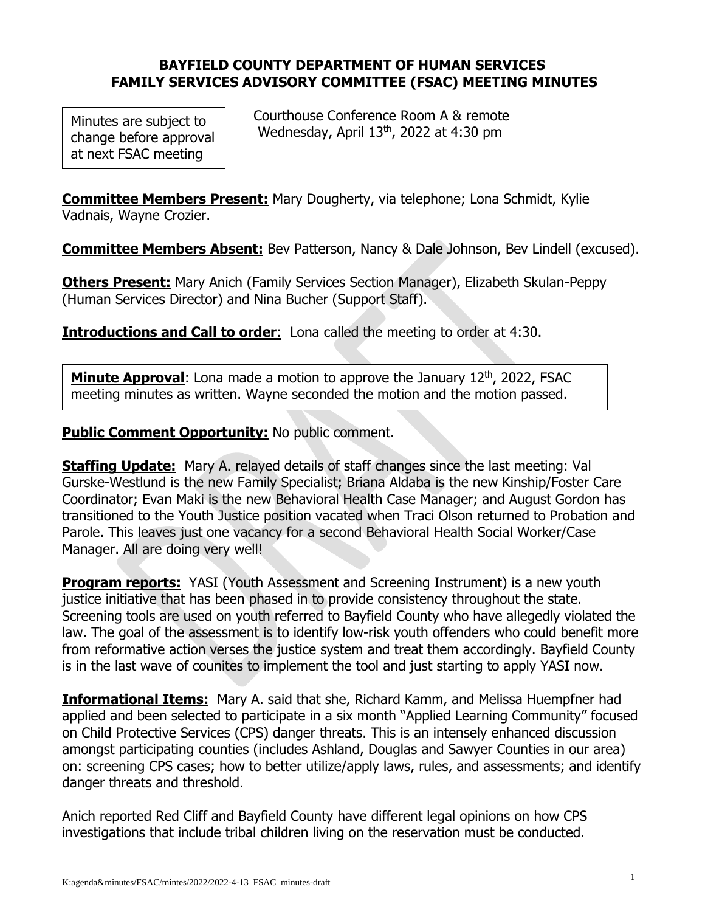# BAYFIELD COUNTY DEPARTMENT OF HUMAN SERVICES
# FAMILY SERVICES ADVISORY COMMITTEE (FSAC) MEETING MINUTES

Minutes are subject to change before approval at next FSAC meeting

Courthouse Conference Room A & remote
Wednesday, April 13th, 2022 at 4:30 pm

**Committee Members Present:** Mary Dougherty, via telephone; Lona Schmidt, Kylie Vadnais, Wayne Crozier.

**Committee Members Absent:** Bev Patterson, Nancy & Dale Johnson, Bev Lindell (excused).

**Others Present:** Mary Anich (Family Services Section Manager), Elizabeth Skulan-Peppy (Human Services Director) and Nina Bucher (Support Staff).

**Introductions and Call to order**: Lona called the meeting to order at 4:30.

**Minute Approval**: Lona made a motion to approve the January 12th, 2022, FSAC meeting minutes as written. Wayne seconded the motion and the motion passed.

**Public Comment Opportunity:** No public comment.

**Staffing Update:** Mary A. relayed details of staff changes since the last meeting: Val Gurske-Westlund is the new Family Specialist; Briana Aldaba is the new Kinship/Foster Care Coordinator; Evan Maki is the new Behavioral Health Case Manager; and August Gordon has transitioned to the Youth Justice position vacated when Traci Olson returned to Probation and Parole. This leaves just one vacancy for a second Behavioral Health Social Worker/Case Manager. All are doing very well!

**Program reports:** YASI (Youth Assessment and Screening Instrument) is a new youth justice initiative that has been phased in to provide consistency throughout the state. Screening tools are used on youth referred to Bayfield County who have allegedly violated the law. The goal of the assessment is to identify low-risk youth offenders who could benefit more from reformative action verses the justice system and treat them accordingly. Bayfield County is in the last wave of counites to implement the tool and just starting to apply YASI now.

**Informational Items:** Mary A. said that she, Richard Kamm, and Melissa Huempfner had applied and been selected to participate in a six month "Applied Learning Community" focused on Child Protective Services (CPS) danger threats. This is an intensely enhanced discussion amongst participating counties (includes Ashland, Douglas and Sawyer Counties in our area) on: screening CPS cases; how to better utilize/apply laws, rules, and assessments; and identify danger threats and threshold.

Anich reported Red Cliff and Bayfield County have different legal opinions on how CPS investigations that include tribal children living on the reservation must be conducted.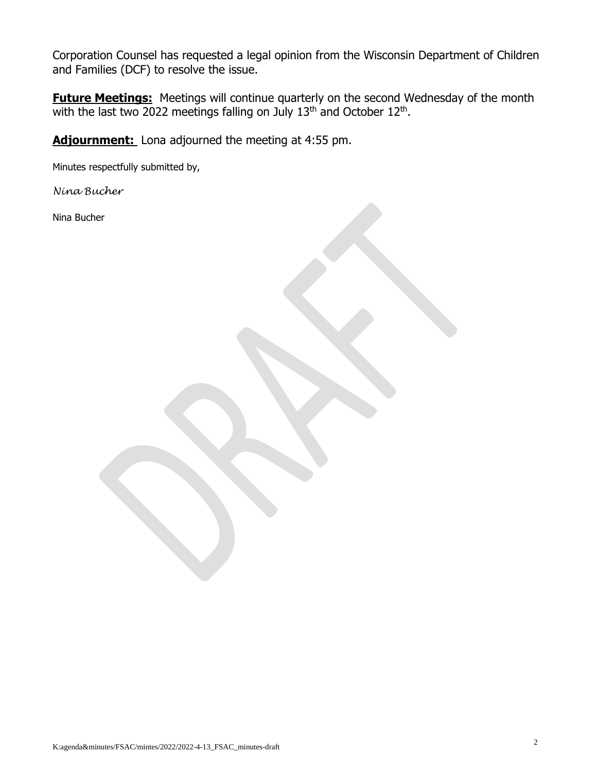Corporation Counsel has requested a legal opinion from the Wisconsin Department of Children and Families (DCF) to resolve the issue.

**Future Meetings:** Meetings will continue quarterly on the second Wednesday of the month with the last two 2022 meetings falling on July 13th and October 12th.

**Adjournment:** Lona adjourned the meeting at 4:55 pm.

Minutes respectfully submitted by,

*Nina Bucher*

Nina Bucher

K:agenda&minutes/FSAC/mintes/2022/2022-4-13_FSAC_minutes-draft